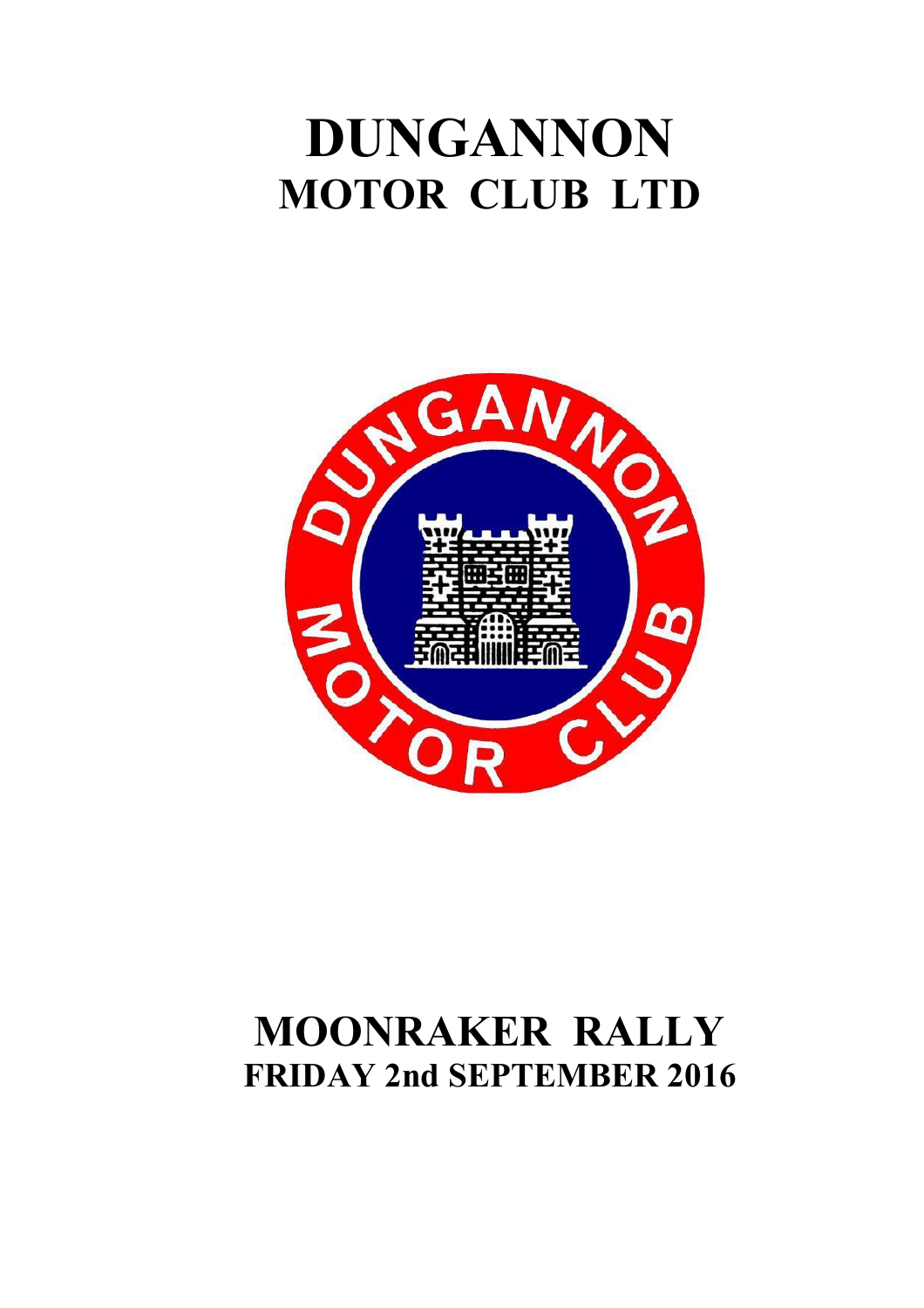# DUNGANNON
## MOTOR CLUB LTD

# MOONRAKER RALLY
## FRIDAY 2nd SEPTEMBER 2016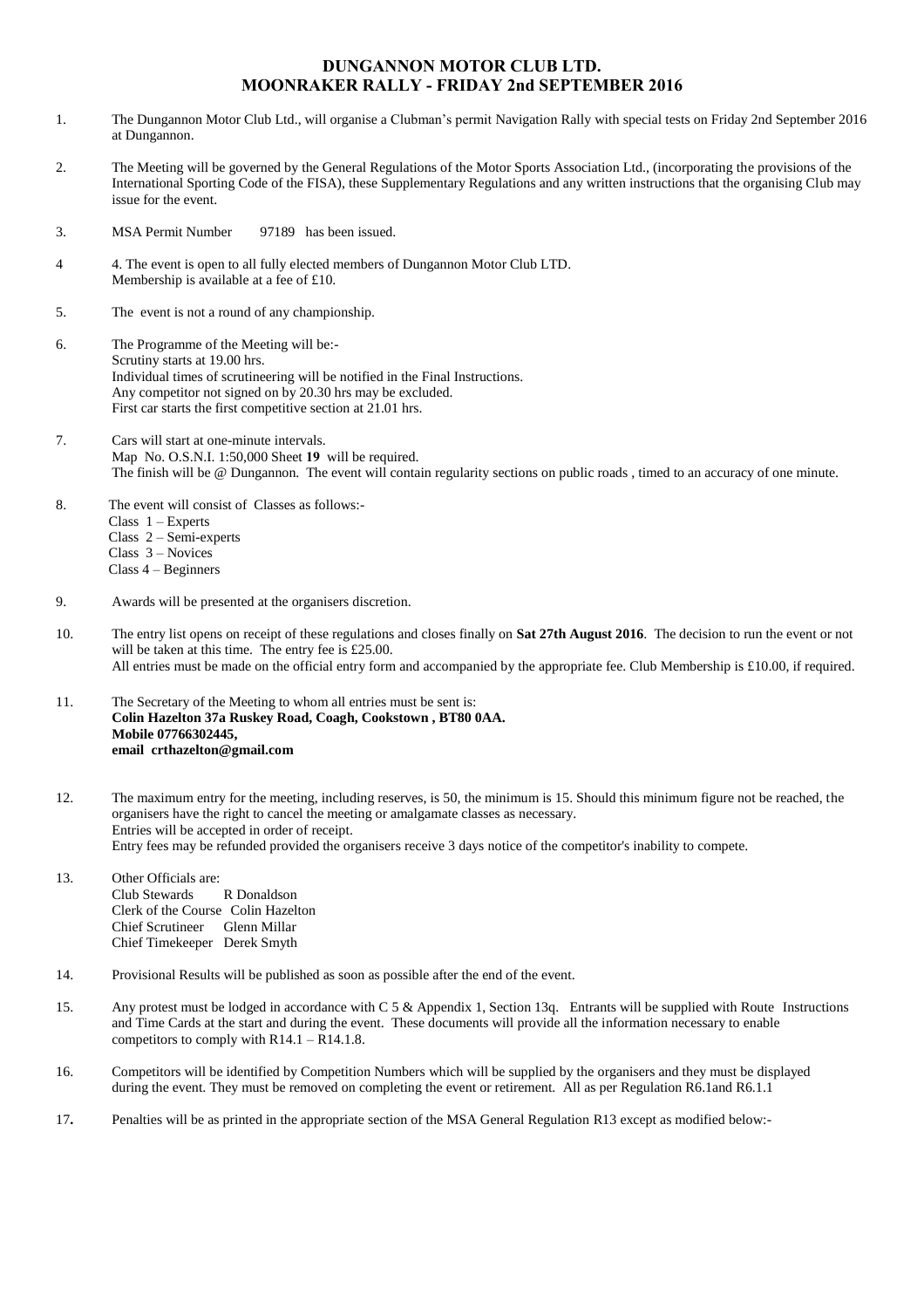# DUNGANNON MOTOR CLUB LTD.
# MOONRAKER RALLY - FRIDAY 2nd SEPTEMBER 2016

1. The Dungannon Motor Club Ltd., will organise a Clubman's permit Navigation Rally with special tests on Friday 2nd September 2016 at Dungannon.

2. The Meeting will be governed by the General Regulations of the Motor Sports Association Ltd., (incorporating the provisions of the International Sporting Code of the FISA), these Supplementary Regulations and any written instructions that the organising Club may issue for the event.

3. MSA Permit Number 97189 has been issued.

4. 4. The event is open to all fully elected members of Dungannon Motor Club LTD.
   Membership is available at a fee of £10.

5. The event is not a round of any championship.

6. The Programme of the Meeting will be:-
   Scrutiny starts at 19.00 hrs.
   Individual times of scrutineering will be notified in the Final Instructions.
   Any competitor not signed on by 20.30 hrs may be excluded.
   First car starts the first competitive section at 21.01 hrs.

7. Cars will start at one-minute intervals.
   Map No. O.S.N.I. 1:50,000 Sheet **19** will be required.
   The finish will be @ Dungannon. The event will contain regularity sections on public roads , timed to an accuracy of one minute.

8. The event will consist of Classes as follows:-
   Class 1 – Experts
   Class 2 – Semi-experts
   Class 3 – Novices
   Class 4 – Beginners

9. Awards will be presented at the organisers discretion.

10. The entry list opens on receipt of these regulations and closes finally on **Sat 27th August 2016**. The decision to run the event or not will be taken at this time. The entry fee is £25.00.
    All entries must be made on the official entry form and accompanied by the appropriate fee. Club Membership is £10.00, if required.

11. The Secretary of the Meeting to whom all entries must be sent is:
    **Colin Hazelton 37a Ruskey Road, Coagh, Cookstown , BT80 0AA.**
    **Mobile 07766302445,**
    **email crthazelton@gmail.com**

12. The maximum entry for the meeting, including reserves, is 50, the minimum is 15. Should this minimum figure not be reached, the organisers have the right to cancel the meeting or amalgamate classes as necessary.
    Entries will be accepted in order of receipt.
    Entry fees may be refunded provided the organisers receive 3 days notice of the competitor's inability to compete.

13. Other Officials are:
    Club Stewards R Donaldson
    Clerk of the Course Colin Hazelton
    Chief Scrutineer Glenn Millar
    Chief Timekeeper Derek Smyth

14. Provisional Results will be published as soon as possible after the end of the event.

15. Any protest must be lodged in accordance with C 5 & Appendix 1, Section 13q. Entrants will be supplied with Route Instructions and Time Cards at the start and during the event. These documents will provide all the information necessary to enable competitors to comply with R14.1 – R14.1.8.

16. Competitors will be identified by Competition Numbers which will be supplied by the organisers and they must be displayed during the event. They must be removed on completing the event or retirement. All as per Regulation R6.1and R6.1.1

17. Penalties will be as printed in the appropriate section of the MSA General Regulation R13 except as modified below:-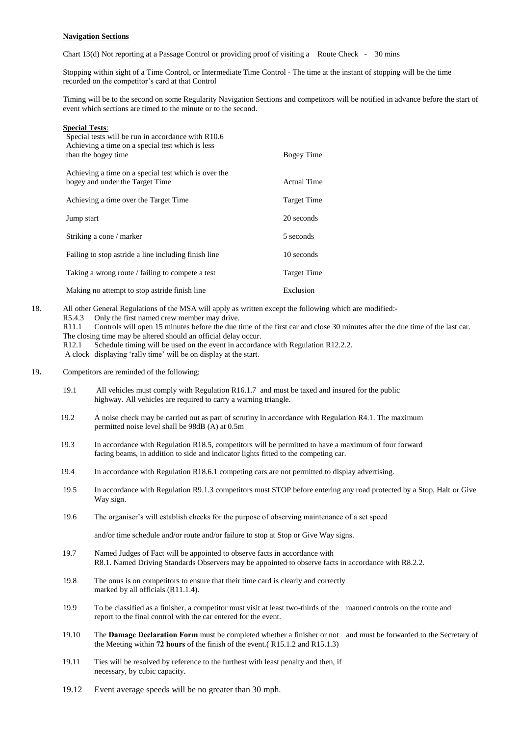**Navigation Sections**

Chart 13(d) Not reporting at a Passage Control or providing proof of visiting a Route Check - 30 mins

Stopping within sight of a Time Control, or Intermediate Time Control - The time at the instant of stopping will be the time recorded on the competitor's card at that Control

Timing will be to the second on some Regularity Navigation Sections and competitors will be notified in advance before the start of event which sections are timed to the minute or to the second.

**Special Tests**:

Special tests will be run in accordance with R10.6

| | |
|---|---|
| Achieving a time on a special test which is less than the bogey time | Bogey Time |
| Achieving a time on a special test which is over the bogey and under the Target Time | Actual Time |
| Achieving a time over the Target Time | Target Time |
| Jump start | 20 seconds |
| Striking a cone / marker | 5 seconds |
| Failing to stop astride a line including finish line | 10 seconds |
| Taking a wrong route / failing to compete a test | Target Time |
| Making no attempt to stop astride finish line | Exclusion |

18. All other General Regulations of the MSA will apply as written except the following which are modified:-
    - R5.4.3 Only the first named crew member may drive.
    - R11.1 Controls will open 15 minutes before the due time of the first car and close 30 minutes after the due time of the last car. The closing time may be altered should an official delay occur.
    - R12.1 Schedule timing will be used on the event in accordance with Regulation R12.2.2.
    
    A clock displaying 'rally time' will be on display at the start.

19. Competitors are reminded of the following:

    19.1 All vehicles must comply with Regulation R16.1.7 and must be taxed and insured for the public highway. All vehicles are required to carry a warning triangle.

    19.2 A noise check may be carried out as part of scrutiny in accordance with Regulation R4.1. The maximum permitted noise level shall be 98dB (A) at 0.5m

    19.3 In accordance with Regulation R18.5, competitors will be permitted to have a maximum of four forward facing beams, in addition to side and indicator lights fitted to the competing car.

    19.4 In accordance with Regulation R18.6.1 competing cars are not permitted to display advertising.

    19.5 In accordance with Regulation R9.1.3 competitors must STOP before entering any road protected by a Stop, Halt or Give Way sign.

    19.6 The organiser's will establish checks for the purpose of observing maintenance of a set speed

    and/or time schedule and/or route and/or failure to stop at Stop or Give Way signs.

    19.7 Named Judges of Fact will be appointed to observe facts in accordance with R8.1. Named Driving Standards Observers may be appointed to observe facts in accordance with R8.2.2.

    19.8 The onus is on competitors to ensure that their time card is clearly and correctly marked by all officials (R11.1.4).

    19.9 To be classified as a finisher, a competitor must visit at least two-thirds of the manned controls on the route and report to the final control with the car entered for the event.

    19.10 The **Damage Declaration Form** must be completed whether a finisher or not and must be forwarded to the Secretary of the Meeting within **72 hours** of the finish of the event.( R15.1.2 and R15.1.3)

    19.11 Ties will be resolved by reference to the furthest with least penalty and then, if necessary, by cubic capacity.

    19.12 Event average speeds will be no greater than 30 mph.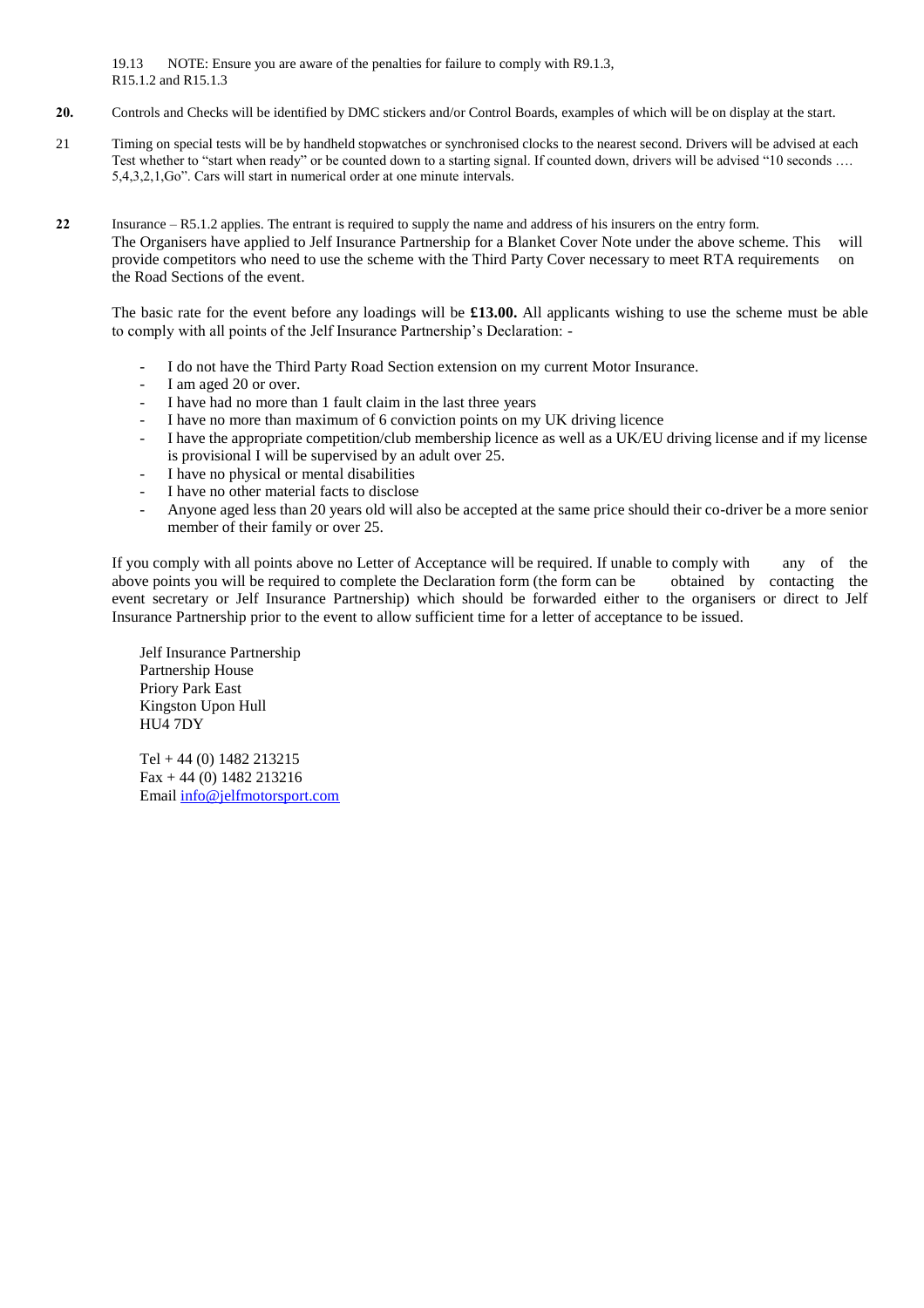19.13 NOTE: Ensure you are aware of the penalties for failure to comply with R9.1.3, R15.1.2 and R15.1.3

**20.** Controls and Checks will be identified by DMC stickers and/or Control Boards, examples of which will be on display at the start.

21 Timing on special tests will be by handheld stopwatches or synchronised clocks to the nearest second. Drivers will be advised at each Test whether to "start when ready" or be counted down to a starting signal. If counted down, drivers will be advised "10 seconds …. 5,4,3,2,1,Go". Cars will start in numerical order at one minute intervals.

**22** Insurance – R5.1.2 applies. The entrant is required to supply the name and address of his insurers on the entry form.
The Organisers have applied to Jelf Insurance Partnership for a Blanket Cover Note under the above scheme. This will provide competitors who need to use the scheme with the Third Party Cover necessary to meet RTA requirements on the Road Sections of the event.

The basic rate for the event before any loadings will be **£13.00.** All applicants wishing to use the scheme must be able to comply with all points of the Jelf Insurance Partnership's Declaration: -

- I do not have the Third Party Road Section extension on my current Motor Insurance.
- I am aged 20 or over.
- I have had no more than 1 fault claim in the last three years
- I have no more than maximum of 6 conviction points on my UK driving licence
- I have the appropriate competition/club membership licence as well as a UK/EU driving license and if my license is provisional I will be supervised by an adult over 25.
- I have no physical or mental disabilities
- I have no other material facts to disclose
- Anyone aged less than 20 years old will also be accepted at the same price should their co-driver be a more senior member of their family or over 25.

If you comply with all points above no Letter of Acceptance will be required. If unable to comply with any of the above points you will be required to complete the Declaration form (the form can be obtained by contacting the event secretary or Jelf Insurance Partnership) which should be forwarded either to the organisers or direct to Jelf Insurance Partnership prior to the event to allow sufficient time for a letter of acceptance to be issued.

Jelf Insurance Partnership
Partnership House
Priory Park East
Kingston Upon Hull
HU4 7DY

Tel + 44 (0) 1482 213215
Fax + 44 (0) 1482 213216
Email info@jelfmotorsport.com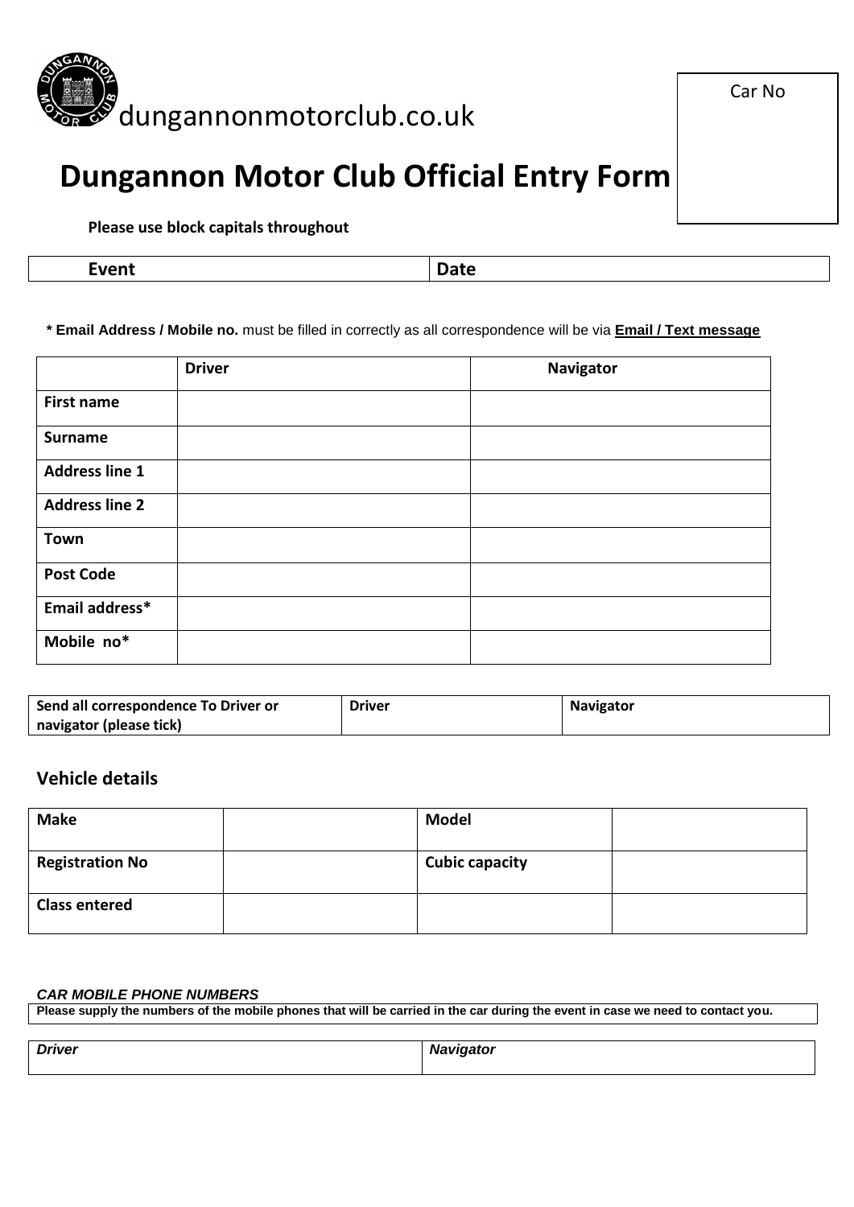dungannonmotorclub.co.uk

Car No

# Dungannon Motor Club Official Entry Form

**Please use block capitals throughout**

| Event | Date |
|---|---|

**\* Email Address / Mobile no.** must be filled in correctly as all correspondence will be via **Email / Text message**

| | Driver | Navigator |
|---|---|---|
| **First name** | | |
| **Surname** | | |
| **Address line 1** | | |
| **Address line 2** | | |
| **Town** | | |
| **Post Code** | | |
| **Email address*** | | |
| **Mobile no*** | | |

| Send all correspondence To Driver or navigator (please tick) | Driver | Navigator |
|---|---|---|

## Vehicle details

| Make | | Model | |
|---|---|---|---|
| **Registration No** | | **Cubic capacity** | |
| **Class entered** | | | |

***CAR MOBILE PHONE NUMBERS***

**Please supply the numbers of the mobile phones that will be carried in the car during the event in case we need to contact you.**

| *Driver* | *Navigator* |
|---|---|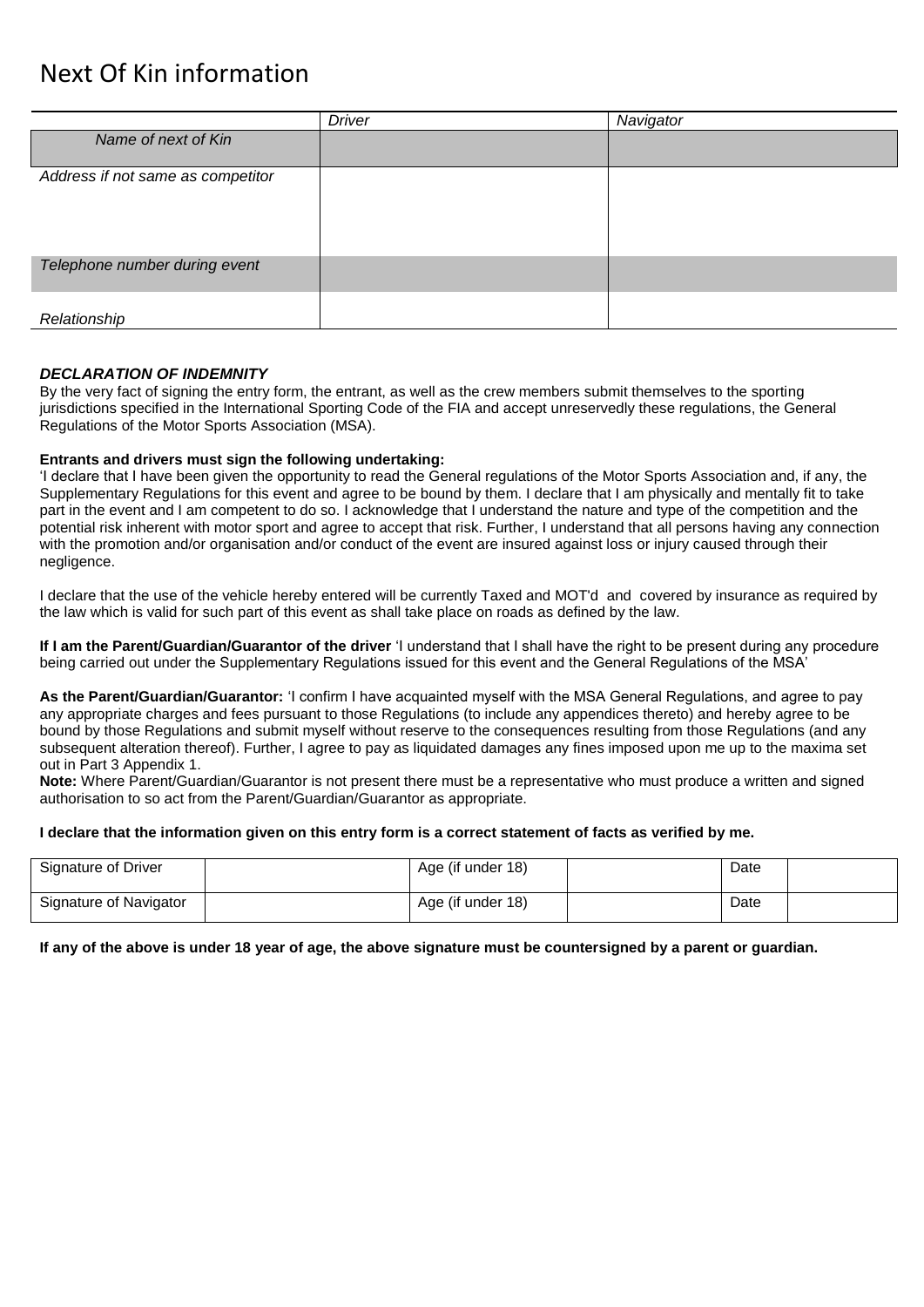# Next Of Kin information

| | *Driver* | *Navigator* |
|---|---|---|
| *Name of next of Kin* | | |
| *Address if not same as competitor* | | |
| *Telephone number during event* | | |
| *Relationship* | | |

***DECLARATION OF INDEMNITY***

By the very fact of signing the entry form, the entrant, as well as the crew members submit themselves to the sporting jurisdictions specified in the International Sporting Code of the FIA and accept unreservedly these regulations, the General Regulations of the Motor Sports Association (MSA).

**Entrants and drivers must sign the following undertaking:**

'I declare that I have been given the opportunity to read the General regulations of the Motor Sports Association and, if any, the Supplementary Regulations for this event and agree to be bound by them. I declare that I am physically and mentally fit to take part in the event and I am competent to do so. I acknowledge that I understand the nature and type of the competition and the potential risk inherent with motor sport and agree to accept that risk. Further, I understand that all persons having any connection with the promotion and/or organisation and/or conduct of the event are insured against loss or injury caused through their negligence.

I declare that the use of the vehicle hereby entered will be currently Taxed and MOT'd and covered by insurance as required by the law which is valid for such part of this event as shall take place on roads as defined by the law.

**If I am the Parent/Guardian/Guarantor of the driver** 'I understand that I shall have the right to be present during any procedure being carried out under the Supplementary Regulations issued for this event and the General Regulations of the MSA'

**As the Parent/Guardian/Guarantor:** 'I confirm I have acquainted myself with the MSA General Regulations, and agree to pay any appropriate charges and fees pursuant to those Regulations (to include any appendices thereto) and hereby agree to be bound by those Regulations and submit myself without reserve to the consequences resulting from those Regulations (and any subsequent alteration thereof). Further, I agree to pay as liquidated damages any fines imposed upon me up to the maxima set out in Part 3 Appendix 1.

**Note:** Where Parent/Guardian/Guarantor is not present there must be a representative who must produce a written and signed authorisation to so act from the Parent/Guardian/Guarantor as appropriate.

**I declare that the information given on this entry form is a correct statement of facts as verified by me.**

| Signature of Driver | | Age (if under 18) | | Date | |
|---|---|---|---|---|---|
| Signature of Navigator | | Age (if under 18) | | Date | |

**If any of the above is under 18 year of age, the above signature must be countersigned by a parent or guardian.**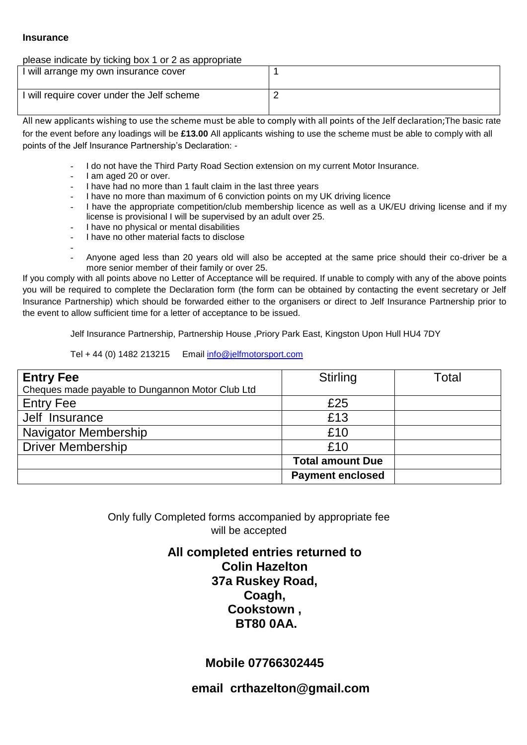**Insurance**

please indicate by ticking box 1 or 2 as appropriate

| | |
|---|---|
| I will arrange my own insurance cover | 1 |
| I will require cover under the Jelf scheme | 2 |

All new applicants wishing to use the scheme must be able to comply with all points of the Jelf declaration;The basic rate for the event before any loadings will be **£13.00** All applicants wishing to use the scheme must be able to comply with all points of the Jelf Insurance Partnership's Declaration: -

- I do not have the Third Party Road Section extension on my current Motor Insurance.
- I am aged 20 or over.
- I have had no more than 1 fault claim in the last three years
- I have no more than maximum of 6 conviction points on my UK driving licence
- I have the appropriate competition/club membership licence as well as a UK/EU driving license and if my license is provisional I will be supervised by an adult over 25.
- I have no physical or mental disabilities
- I have no other material facts to disclose
-
- Anyone aged less than 20 years old will also be accepted at the same price should their co-driver be a more senior member of their family or over 25.

If you comply with all points above no Letter of Acceptance will be required. If unable to comply with any of the above points you will be required to complete the Declaration form (the form can be obtained by contacting the event secretary or Jelf Insurance Partnership) which should be forwarded either to the organisers or direct to Jelf Insurance Partnership prior to the event to allow sufficient time for a letter of acceptance to be issued.

Jelf Insurance Partnership, Partnership House ,Priory Park East, Kingston Upon Hull HU4 7DY

Tel + 44 (0) 1482 213215 Email info@jelfmotorsport.com

| **Entry Fee** Cheques made payable to Dungannon Motor Club Ltd | Stirling | Total |
|---|---|---|
| Entry Fee | £25 | |
| Jelf Insurance | £13 | |
| Navigator Membership | £10 | |
| Driver Membership | £10 | |
| | **Total amount Due** | |
| | **Payment enclosed** | |

Only fully Completed forms accompanied by appropriate fee will be accepted

**All completed entries returned to**
**Colin Hazelton**
**37a Ruskey Road,**
**Coagh,**
**Cookstown ,**
**BT80 0AA.**

**Mobile 07766302445**

**email crthazelton@gmail.com**